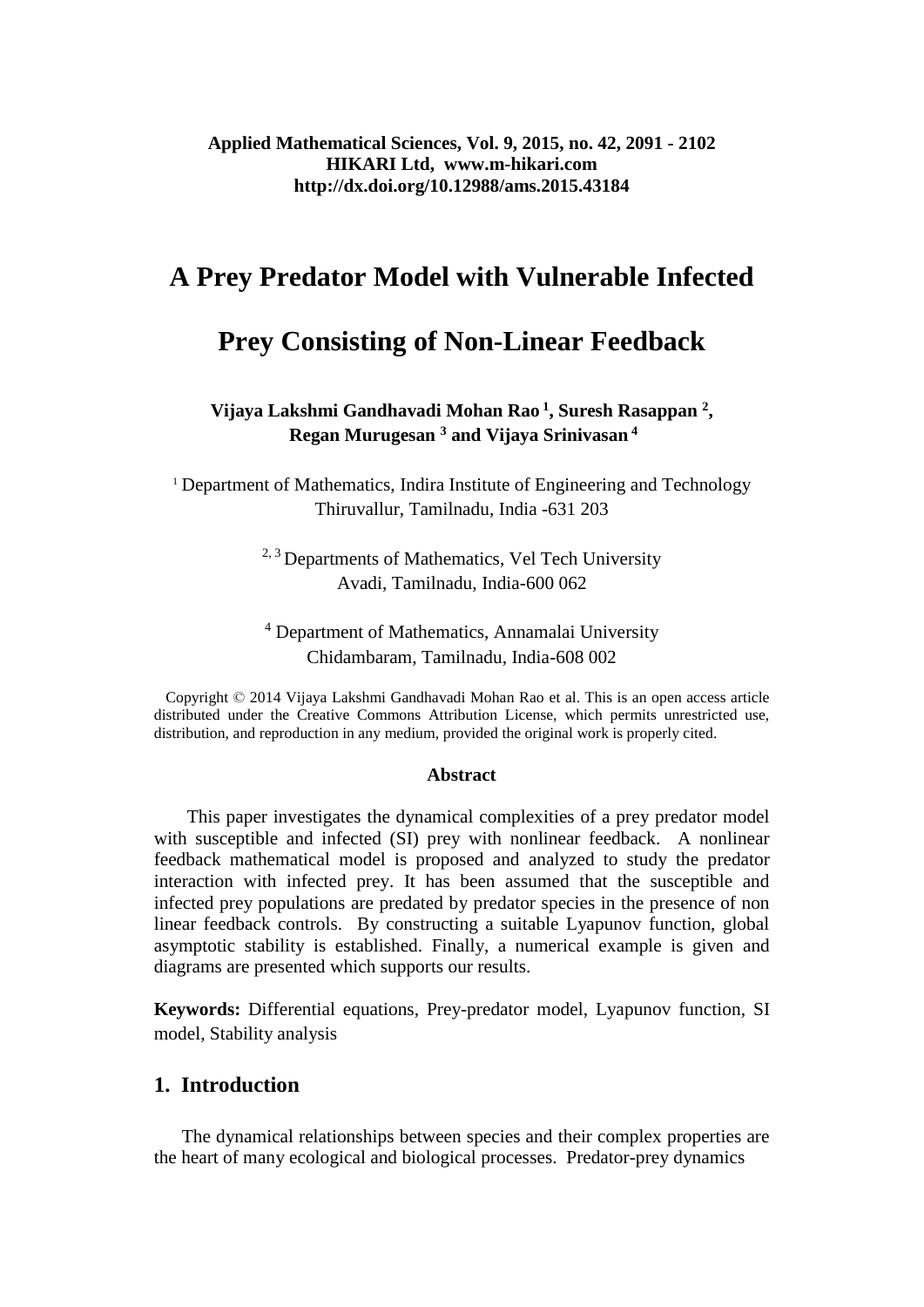Applied Mathematical Sciences, Vol. 9, 2015, no. 42, 2091 - 2102
HIKARI Ltd, www.m-hikari.com
http://dx.doi.org/10.12988/ams.2015.43184

# A Prey Predator Model with Vulnerable Infected Prey Consisting of Non-Linear Feedback

**Vijaya Lakshmi Gandhavadi Mohan Rao [1], Suresh Rasappan [2], Regan Murugesan [3] and Vijaya Srinivasan [4]**

[1] Department of Mathematics, Indira Institute of Engineering and Technology
Thiruvallur, Tamilnadu, India -631 203

[2, 3] Departments of Mathematics, Vel Tech University
Avadi, Tamilnadu, India-600 062

[4] Department of Mathematics, Annamalai University
Chidambaram, Tamilnadu, India-608 002

Copyright © 2014 Vijaya Lakshmi Gandhavadi Mohan Rao et al. This is an open access article distributed under the Creative Commons Attribution License, which permits unrestricted use, distribution, and reproduction in any medium, provided the original work is properly cited.

### Abstract

This paper investigates the dynamical complexities of a prey predator model with susceptible and infected (SI) prey with nonlinear feedback. A nonlinear feedback mathematical model is proposed and analyzed to study the predator interaction with infected prey. It has been assumed that the susceptible and infected prey populations are predated by predator species in the presence of non linear feedback controls. By constructing a suitable Lyapunov function, global asymptotic stability is established. Finally, a numerical example is given and diagrams are presented which supports our results.

**Keywords:** Differential equations, Prey-predator model, Lyapunov function, SI model, Stability analysis

## 1. Introduction

The dynamical relationships between species and their complex properties are the heart of many ecological and biological processes. Predator-prey dynamics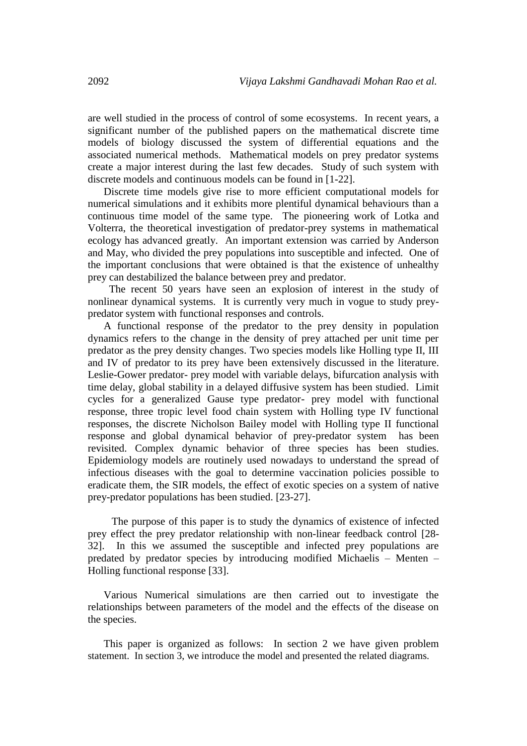are well studied in the process of control of some ecosystems. In recent years, a significant number of the published papers on the mathematical discrete time models of biology discussed the system of differential equations and the associated numerical methods. Mathematical models on prey predator systems create a major interest during the last few decades. Study of such system with discrete models and continuous models can be found in [1-22].

Discrete time models give rise to more efficient computational models for numerical simulations and it exhibits more plentiful dynamical behaviours than a continuous time model of the same type. The pioneering work of Lotka and Volterra, the theoretical investigation of predator-prey systems in mathematical ecology has advanced greatly. An important extension was carried by Anderson and May, who divided the prey populations into susceptible and infected. One of the important conclusions that were obtained is that the existence of unhealthy prey can destabilized the balance between prey and predator.

The recent 50 years have seen an explosion of interest in the study of nonlinear dynamical systems. It is currently very much in vogue to study prey-predator system with functional responses and controls.

A functional response of the predator to the prey density in population dynamics refers to the change in the density of prey attached per unit time per predator as the prey density changes. Two species models like Holling type II, III and IV of predator to its prey have been extensively discussed in the literature. Leslie-Gower predator- prey model with variable delays, bifurcation analysis with time delay, global stability in a delayed diffusive system has been studied. Limit cycles for a generalized Gause type predator- prey model with functional response, three tropic level food chain system with Holling type IV functional responses, the discrete Nicholson Bailey model with Holling type II functional response and global dynamical behavior of prey-predator system has been revisited. Complex dynamic behavior of three species has been studies. Epidemiology models are routinely used nowadays to understand the spread of infectious diseases with the goal to determine vaccination policies possible to eradicate them, the SIR models, the effect of exotic species on a system of native prey-predator populations has been studied. [23-27].

The purpose of this paper is to study the dynamics of existence of infected prey effect the prey predator relationship with non-linear feedback control [28-32]. In this we assumed the susceptible and infected prey populations are predated by predator species by introducing modified Michaelis – Menten – Holling functional response [33].

Various Numerical simulations are then carried out to investigate the relationships between parameters of the model and the effects of the disease on the species.

This paper is organized as follows: In section 2 we have given problem statement. In section 3, we introduce the model and presented the related diagrams.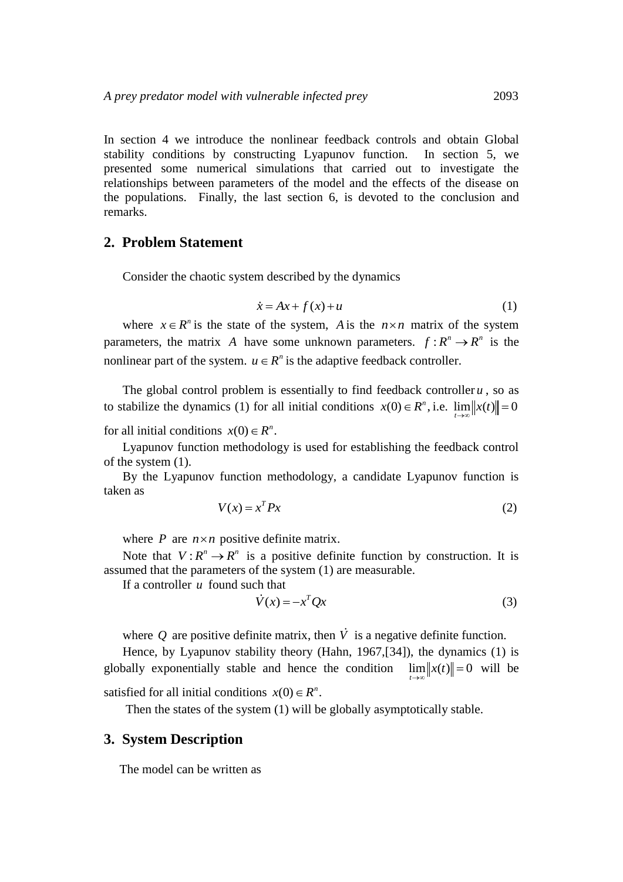In section 4 we introduce the nonlinear feedback controls and obtain Global stability conditions by constructing Lyapunov function. In section 5, we presented some numerical simulations that carried out to investigate the relationships between parameters of the model and the effects of the disease on the populations. Finally, the last section 6, is devoted to the conclusion and remarks.

## 2. Problem Statement

Consider the chaotic system described by the dynamics

$$\dot{x} = Ax + f(x) + u \tag{1}$$

where $x \in R^n$ is the state of the system, $A$ is the $n \times n$ matrix of the system parameters, the matrix $A$ have some unknown parameters. $f : R^n \to R^n$ is the nonlinear part of the system. $u \in R^n$ is the adaptive feedback controller.

The global control problem is essentially to find feedback controller $u$, so as to stabilize the dynamics (1) for all initial conditions $x(0) \in R^n$, i.e. $\lim_{t\to\infty} \|x(t)\| = 0$ for all initial conditions $x(0) \in R^n$.

Lyapunov function methodology is used for establishing the feedback control of the system (1).

By the Lyapunov function methodology, a candidate Lyapunov function is taken as

$$V(x) = x^T P x \tag{2}$$

where $P$ are $n \times n$ positive definite matrix.

Note that $V : R^n \to R^n$ is a positive definite function by construction. It is assumed that the parameters of the system (1) are measurable.

If a controller $u$ found such that

$$\dot{V}(x) = -x^T Q x \tag{3}$$

where $Q$ are positive definite matrix, then $\dot{V}$ is a negative definite function.

Hence, by Lyapunov stability theory (Hahn, 1967,[34]), the dynamics (1) is globally exponentially stable and hence the condition $\lim_{t\to\infty} \|x(t)\| = 0$ will be satisfied for all initial conditions $x(0) \in R^n$.

Then the states of the system (1) will be globally asymptotically stable.

## 3. System Description

The model can be written as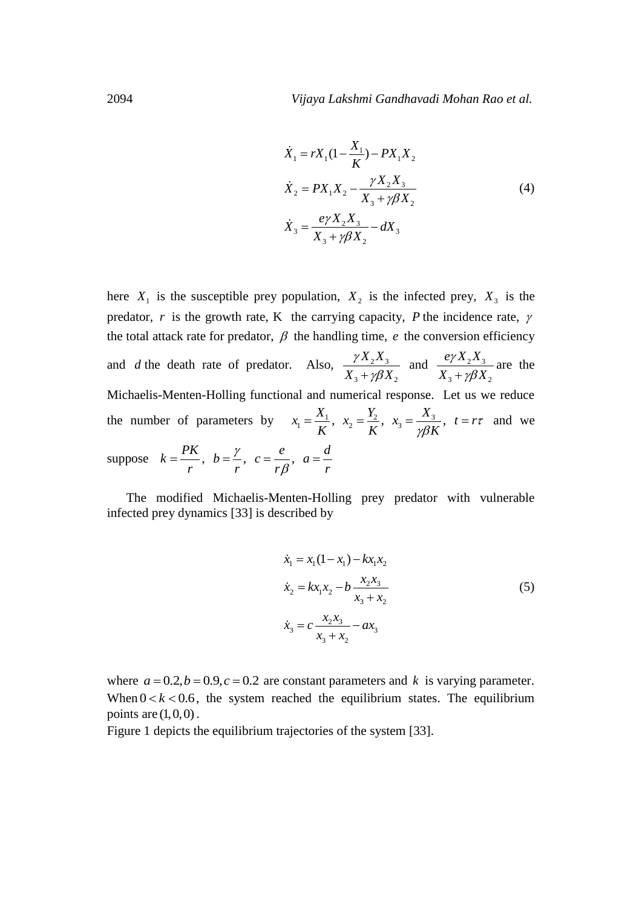$$
\begin{aligned}
\dot{X}_1 &= rX_1(1-\frac{X_1}{K}) - PX_1X_2 \\
\dot{X}_2 &= PX_1X_2 - \frac{\gamma X_2 X_3}{X_3 + \gamma\beta X_2} \\
\dot{X}_3 &= \frac{e\gamma X_2 X_3}{X_3 + \gamma\beta X_2} - dX_3
\end{aligned}
\tag{4}
$$

here $X_1$ is the susceptible prey population, $X_2$ is the infected prey, $X_3$ is the predator, $r$ is the growth rate, K the carrying capacity, $P$ the incidence rate, $\gamma$ the total attack rate for predator, $\beta$ the handling time, $e$ the conversion efficiency and $d$ the death rate of predator. Also, $\frac{\gamma X_2 X_3}{X_3 + \gamma\beta X_2}$ and $\frac{e\gamma X_2 X_3}{X_3 + \gamma\beta X_2}$ are the Michaelis-Menten-Holling functional and numerical response. Let us we reduce the number of parameters by $x_1 = \frac{X_1}{K},\ x_2 = \frac{Y_2}{K},\ x_3 = \frac{X_3}{\gamma\beta K},\ t = r\tau$ and we suppose $k = \frac{PK}{r},\ b = \frac{\gamma}{r},\ c = \frac{e}{r\beta},\ a = \frac{d}{r}$

The modified Michaelis-Menten-Holling prey predator with vulnerable infected prey dynamics [33] is described by

$$
\begin{aligned}
\dot{x}_1 &= x_1(1-x_1) - kx_1x_2 \\
\dot{x}_2 &= kx_1x_2 - b\,\frac{x_2x_3}{x_3 + x_2} \\
\dot{x}_3 &= c\,\frac{x_2x_3}{x_3 + x_2} - ax_3
\end{aligned}
\tag{5}
$$

where $a = 0.2, b = 0.9, c = 0.2$ are constant parameters and $k$ is varying parameter. When $0 < k < 0.6$, the system reached the equilibrium states. The equilibrium points are $(1,0,0)$.
Figure 1 depicts the equilibrium trajectories of the system [33].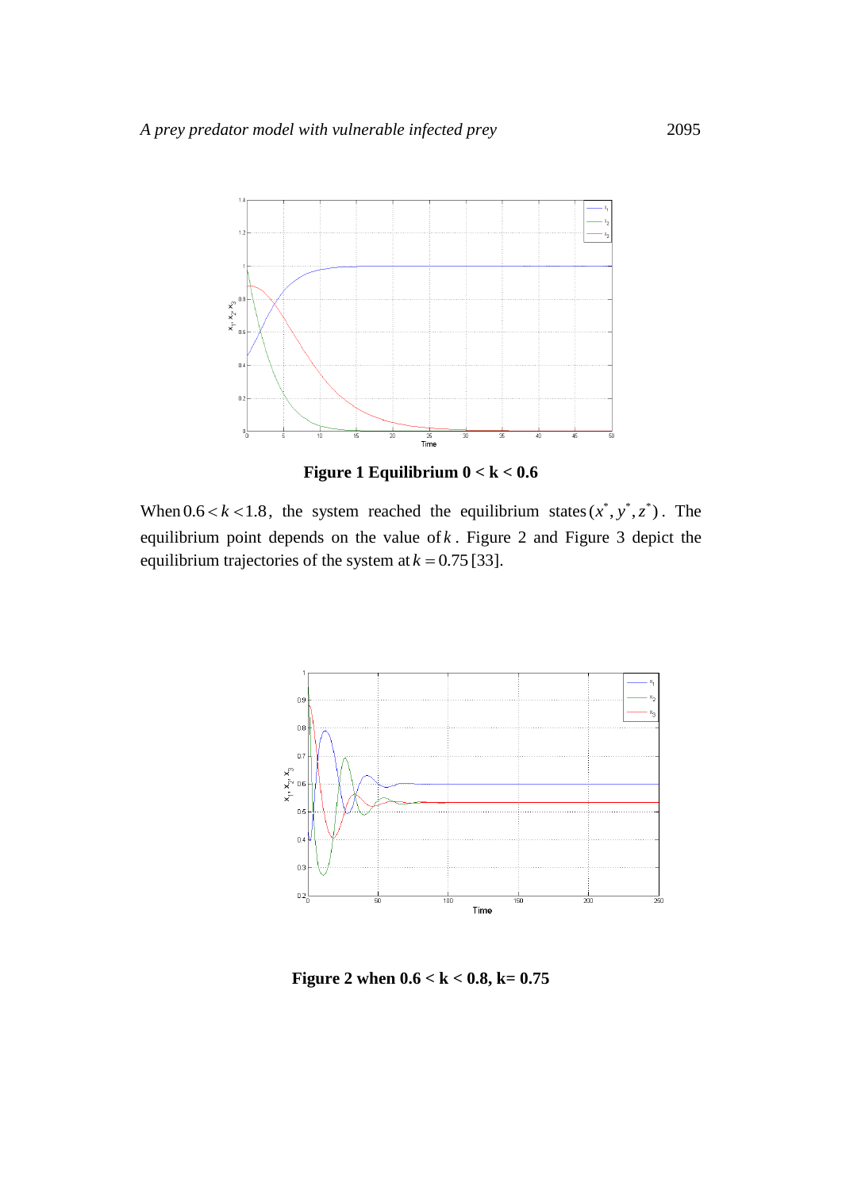**Figure 1 Equilibrium 0 < k < 0.6**

When $0.6 < k < 1.8$, the system reached the equilibrium states $(x^*, y^*, z^*)$. The equilibrium point depends on the value of $k$. Figure 2 and Figure 3 depict the equilibrium trajectories of the system at $k = 0.75$ [33].

**Figure 2 when 0.6 < k < 0.8, k= 0.75**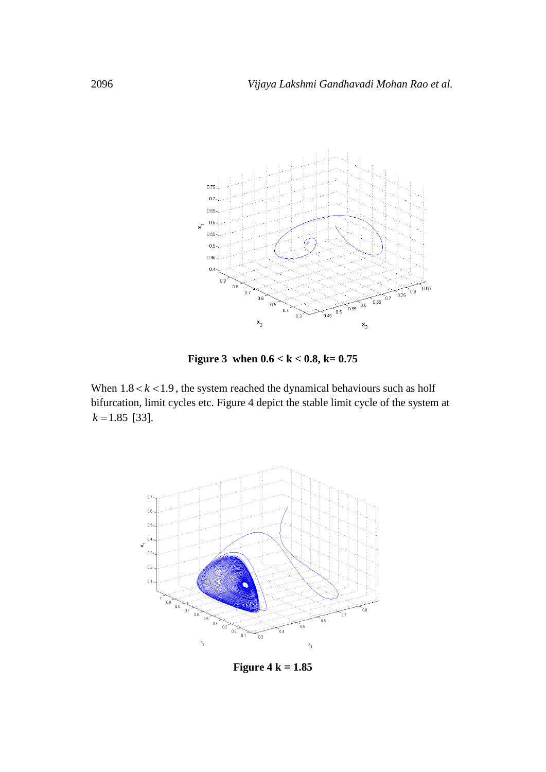**Figure 3 when 0.6 < k < 0.8, k= 0.75**

When $1.8 < k < 1.9$, the system reached the dynamical behaviours such as holf bifurcation, limit cycles etc. Figure 4 depict the stable limit cycle of the system at $k = 1.85$ [33].

**Figure 4 k = 1.85**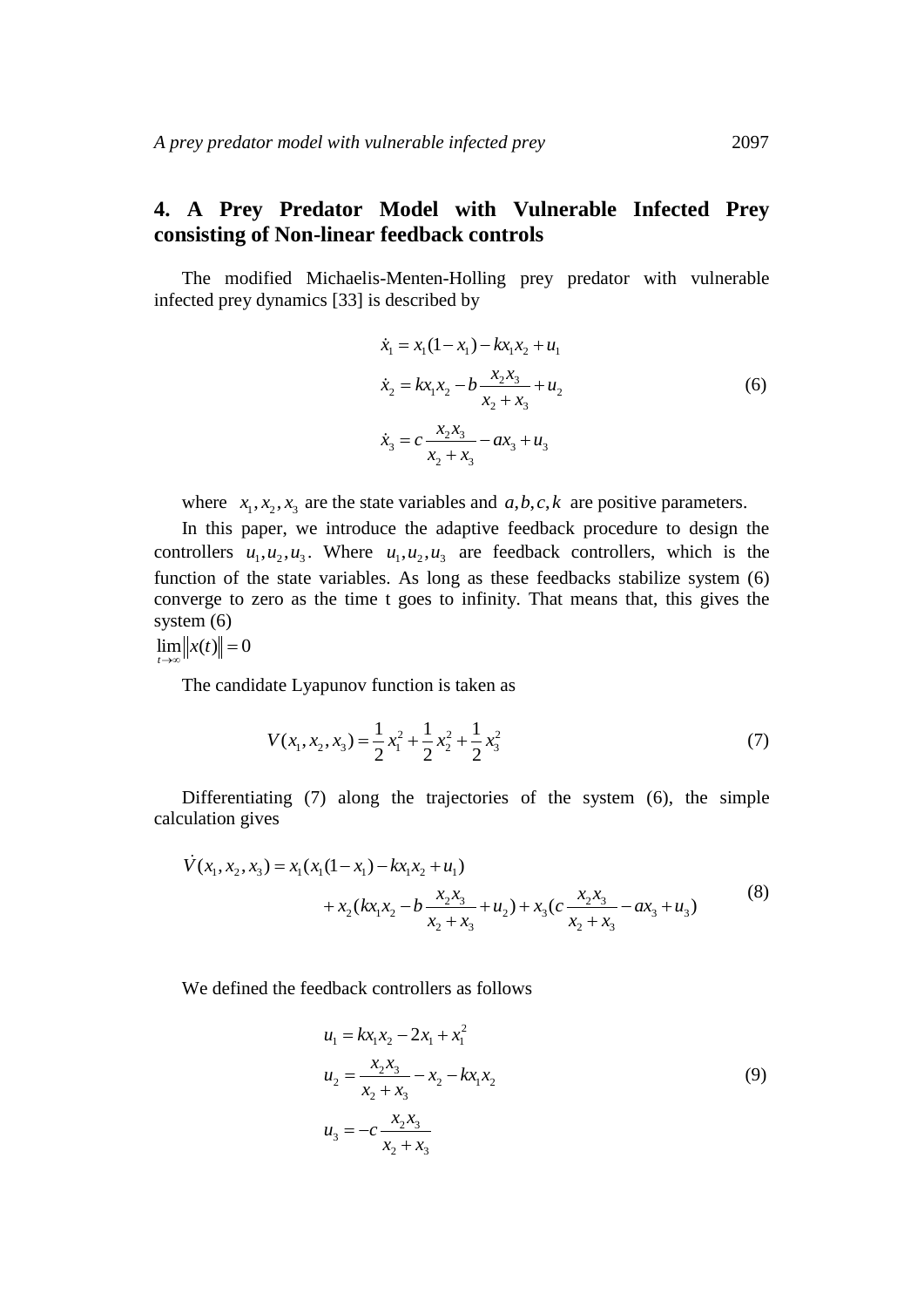## 4. A Prey Predator Model with Vulnerable Infected Prey consisting of Non-linear feedback controls

The modified Michaelis-Menten-Holling prey predator with vulnerable infected prey dynamics [33] is described by

$$
\begin{aligned}
\dot{x}_1 &= x_1(1-x_1) - kx_1x_2 + u_1 \\
\dot{x}_2 &= kx_1x_2 - b\frac{x_2x_3}{x_2+x_3} + u_2 \\
\dot{x}_3 &= c\frac{x_2x_3}{x_2+x_3} - ax_3 + u_3
\end{aligned}
\tag{6}
$$

where $x_1, x_2, x_3$ are the state variables and $a, b, c, k$ are positive parameters.

In this paper, we introduce the adaptive feedback procedure to design the controllers $u_1, u_2, u_3$. Where $u_1, u_2, u_3$ are feedback controllers, which is the function of the state variables. As long as these feedbacks stabilize system (6) converge to zero as the time t goes to infinity. That means that, this gives the system (6)

$\lim_{t\to\infty}\|x(t)\| = 0$

The candidate Lyapunov function is taken as

$$
V(x_1, x_2, x_3) = \frac{1}{2}x_1^2 + \frac{1}{2}x_2^2 + \frac{1}{2}x_3^2
\tag{7}
$$

Differentiating (7) along the trajectories of the system (6), the simple calculation gives

$$
\begin{aligned}
\dot{V}(x_1, x_2, x_3) = {} & x_1(x_1(1-x_1) - kx_1x_2 + u_1) \\
& + x_2(kx_1x_2 - b\frac{x_2x_3}{x_2+x_3} + u_2) + x_3(c\frac{x_2x_3}{x_2+x_3} - ax_3 + u_3)
\end{aligned}
\tag{8}
$$

We defined the feedback controllers as follows

$$
\begin{aligned}
u_1 &= kx_1x_2 - 2x_1 + x_1^2 \\
u_2 &= \frac{x_2x_3}{x_2+x_3} - x_2 - kx_1x_2 \\
u_3 &= -c\frac{x_2x_3}{x_2+x_3}
\end{aligned}
\tag{9}
$$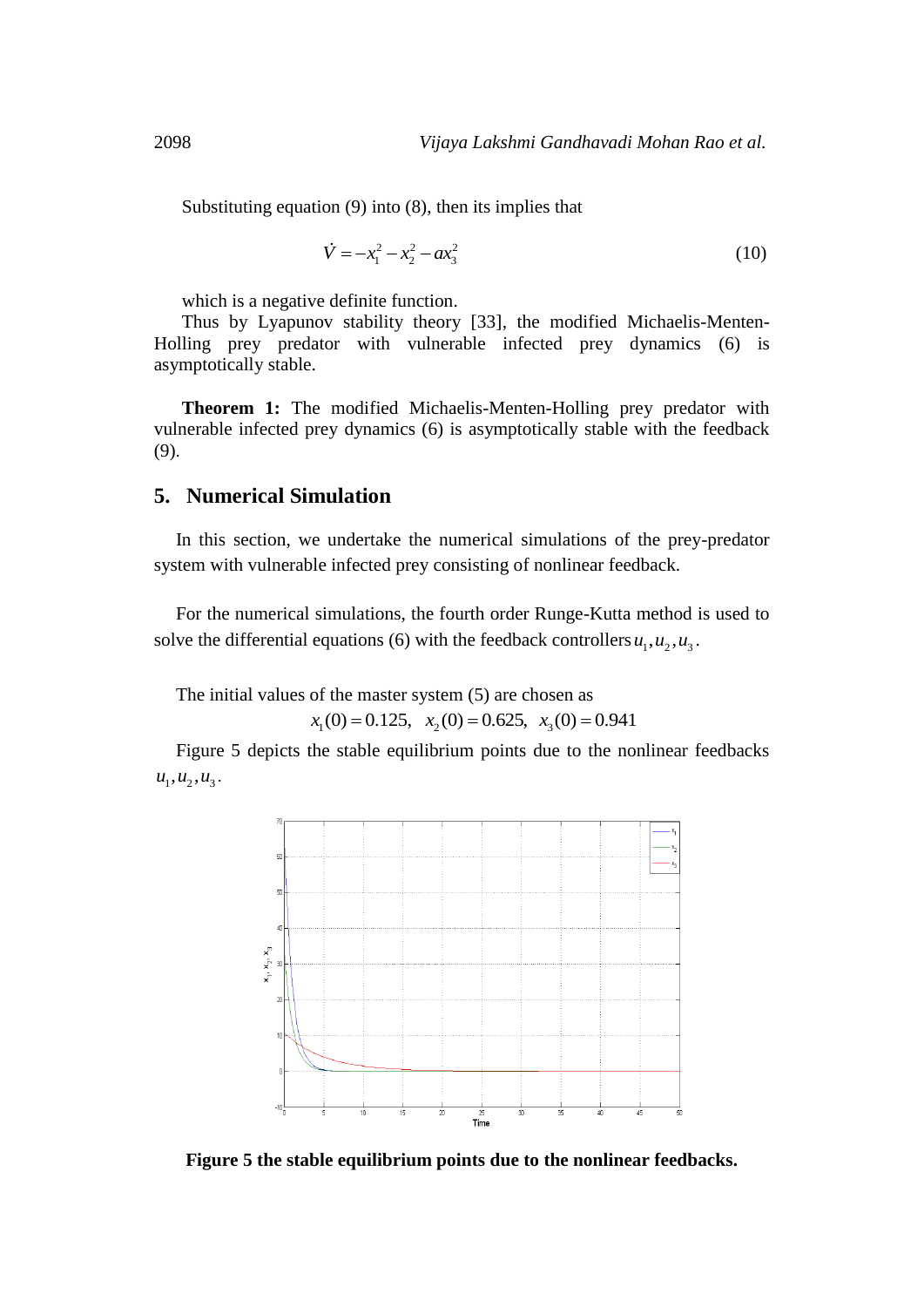Substituting equation (9) into (8), then its implies that

$$\dot{V} = -x_1^2 - x_2^2 - ax_3^2 \tag{10}$$

which is a negative definite function.

Thus by Lyapunov stability theory [33], the modified Michaelis-Menten-Holling prey predator with vulnerable infected prey dynamics (6) is asymptotically stable.

**Theorem 1:** The modified Michaelis-Menten-Holling prey predator with vulnerable infected prey dynamics (6) is asymptotically stable with the feedback (9).

## 5. Numerical Simulation

In this section, we undertake the numerical simulations of the prey-predator system with vulnerable infected prey consisting of nonlinear feedback.

For the numerical simulations, the fourth order Runge-Kutta method is used to solve the differential equations (6) with the feedback controllers $u_1, u_2, u_3$.

The initial values of the master system (5) are chosen as

$$x_1(0) = 0.125, \quad x_2(0) = 0.625, \quad x_3(0) = 0.941$$

Figure 5 depicts the stable equilibrium points due to the nonlinear feedbacks $u_1, u_2, u_3$.

**Figure 5 the stable equilibrium points due to the nonlinear feedbacks.**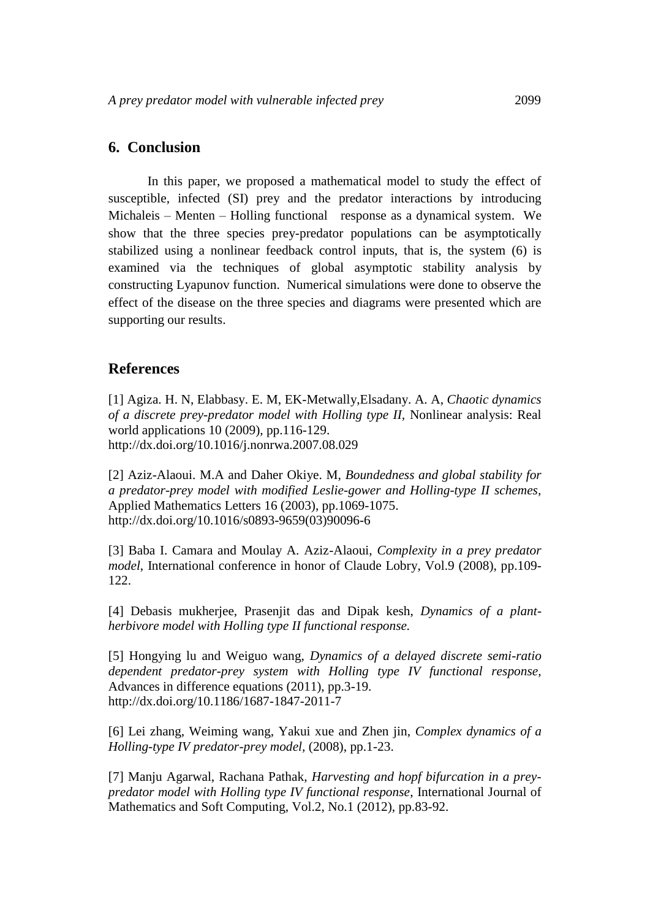## 6. Conclusion

In this paper, we proposed a mathematical model to study the effect of susceptible, infected (SI) prey and the predator interactions by introducing Michaleis – Menten – Holling functional response as a dynamical system. We show that the three species prey-predator populations can be asymptotically stabilized using a nonlinear feedback control inputs, that is, the system (6) is examined via the techniques of global asymptotic stability analysis by constructing Lyapunov function. Numerical simulations were done to observe the effect of the disease on the three species and diagrams were presented which are supporting our results.

## References

[1] Agiza. H. N, Elabbasy. E. M, EK-Metwally,Elsadany. A. A, *Chaotic dynamics of a discrete prey-predator model with Holling type II,* Nonlinear analysis: Real world applications 10 (2009), pp.116-129. http://dx.doi.org/10.1016/j.nonrwa.2007.08.029

[2] Aziz-Alaoui. M.A and Daher Okiye. M, *Boundedness and global stability for a predator-prey model with modified Leslie-gower and Holling-type II schemes,* Applied Mathematics Letters 16 (2003), pp.1069-1075. http://dx.doi.org/10.1016/s0893-9659(03)90096-6

[3] Baba I. Camara and Moulay A. Aziz-Alaoui, *Complexity in a prey predator model*, International conference in honor of Claude Lobry, Vol.9 (2008), pp.109-122.

[4] Debasis mukherjee, Prasenjit das and Dipak kesh, *Dynamics of a plant-herbivore model with Holling type II functional response.*

[5] Hongying lu and Weiguo wang, *Dynamics of a delayed discrete semi-ratio dependent predator-prey system with Holling type IV functional response,* Advances in difference equations (2011), pp.3-19. http://dx.doi.org/10.1186/1687-1847-2011-7

[6] Lei zhang, Weiming wang, Yakui xue and Zhen jin, *Complex dynamics of a Holling-type IV predator-prey model,* (2008), pp.1-23.

[7] Manju Agarwal, Rachana Pathak, *Harvesting and hopf bifurcation in a prey-predator model with Holling type IV functional response*, International Journal of Mathematics and Soft Computing, Vol.2, No.1 (2012), pp.83-92.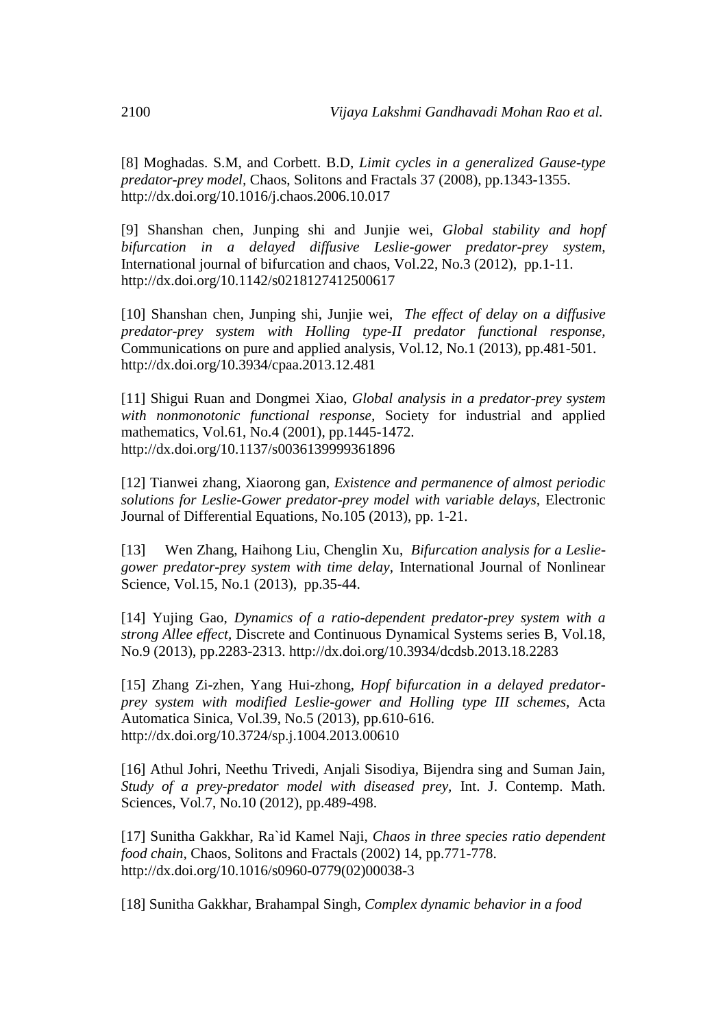[8] Moghadas. S.M, and Corbett. B.D, *Limit cycles in a generalized Gause-type predator-prey model*, Chaos, Solitons and Fractals 37 (2008), pp.1343-1355. http://dx.doi.org/10.1016/j.chaos.2006.10.017

[9] Shanshan chen, Junping shi and Junjie wei, *Global stability and hopf bifurcation in a delayed diffusive Leslie-gower predator-prey system*, International journal of bifurcation and chaos, Vol.22, No.3 (2012), pp.1-11. http://dx.doi.org/10.1142/s0218127412500617

[10] Shanshan chen, Junping shi, Junjie wei, *The effect of delay on a diffusive predator-prey system with Holling type-II predator functional response*, Communications on pure and applied analysis, Vol.12, No.1 (2013), pp.481-501. http://dx.doi.org/10.3934/cpaa.2013.12.481

[11] Shigui Ruan and Dongmei Xiao, *Global analysis in a predator-prey system with nonmonotonic functional response*, Society for industrial and applied mathematics, Vol.61, No.4 (2001), pp.1445-1472. http://dx.doi.org/10.1137/s0036139999361896

[12] Tianwei zhang, Xiaorong gan, *Existence and permanence of almost periodic solutions for Leslie-Gower predator-prey model with variable delays*, Electronic Journal of Differential Equations, No.105 (2013), pp. 1-21.

[13] Wen Zhang, Haihong Liu, Chenglin Xu, *Bifurcation analysis for a Leslie-gower predator-prey system with time delay*, International Journal of Nonlinear Science, Vol.15, No.1 (2013), pp.35-44.

[14] Yujing Gao, *Dynamics of a ratio-dependent predator-prey system with a strong Allee effect*, Discrete and Continuous Dynamical Systems series B, Vol.18, No.9 (2013), pp.2283-2313. http://dx.doi.org/10.3934/dcdsb.2013.18.2283

[15] Zhang Zi-zhen, Yang Hui-zhong, *Hopf bifurcation in a delayed predator-prey system with modified Leslie-gower and Holling type III schemes*, Acta Automatica Sinica, Vol.39, No.5 (2013), pp.610-616. http://dx.doi.org/10.3724/sp.j.1004.2013.00610

[16] Athul Johri, Neethu Trivedi, Anjali Sisodiya, Bijendra sing and Suman Jain, *Study of a prey-predator model with diseased prey*, Int. J. Contemp. Math. Sciences, Vol.7, No.10 (2012), pp.489-498.

[17] Sunitha Gakkhar, Ra`id Kamel Naji, *Chaos in three species ratio dependent food chain*, Chaos, Solitons and Fractals (2002) 14, pp.771-778. http://dx.doi.org/10.1016/s0960-0779(02)00038-3

[18] Sunitha Gakkhar, Brahampal Singh, *Complex dynamic behavior in a food*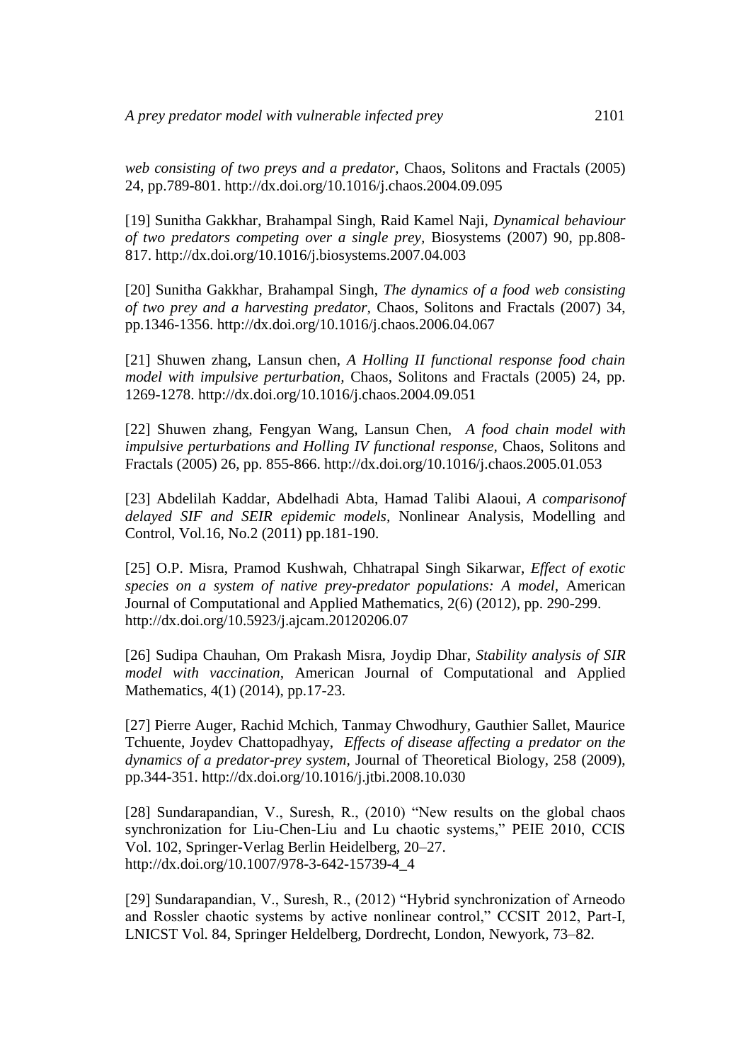*web consisting of two preys and a predator,* Chaos, Solitons and Fractals (2005) 24, pp.789-801. http://dx.doi.org/10.1016/j.chaos.2004.09.095

[19] Sunitha Gakkhar, Brahampal Singh, Raid Kamel Naji, *Dynamical behaviour of two predators competing over a single prey,* Biosystems (2007) 90, pp.808-817. http://dx.doi.org/10.1016/j.biosystems.2007.04.003

[20] Sunitha Gakkhar, Brahampal Singh, *The dynamics of a food web consisting of two prey and a harvesting predator,* Chaos, Solitons and Fractals (2007) 34, pp.1346-1356. http://dx.doi.org/10.1016/j.chaos.2006.04.067

[21] Shuwen zhang, Lansun chen, *A Holling II functional response food chain model with impulsive perturbation,* Chaos, Solitons and Fractals (2005) 24, pp. 1269-1278. http://dx.doi.org/10.1016/j.chaos.2004.09.051

[22] Shuwen zhang, Fengyan Wang, Lansun Chen, *A food chain model with impulsive perturbations and Holling IV functional response,* Chaos, Solitons and Fractals (2005) 26, pp. 855-866. http://dx.doi.org/10.1016/j.chaos.2005.01.053

[23] Abdelilah Kaddar, Abdelhadi Abta, Hamad Talibi Alaoui, *A comparisonof delayed SIF and SEIR epidemic models,* Nonlinear Analysis, Modelling and Control, Vol.16, No.2 (2011) pp.181-190.

[25] O.P. Misra, Pramod Kushwah, Chhatrapal Singh Sikarwar, *Effect of exotic species on a system of native prey-predator populations: A model,* American Journal of Computational and Applied Mathematics, 2(6) (2012), pp. 290-299. http://dx.doi.org/10.5923/j.ajcam.20120206.07

[26] Sudipa Chauhan, Om Prakash Misra, Joydip Dhar, *Stability analysis of SIR model with vaccination,* American Journal of Computational and Applied Mathematics, 4(1) (2014), pp.17-23.

[27] Pierre Auger, Rachid Mchich, Tanmay Chwodhury, Gauthier Sallet, Maurice Tchuente, Joydev Chattopadhyay, *Effects of disease affecting a predator on the dynamics of a predator-prey system,* Journal of Theoretical Biology, 258 (2009), pp.344-351. http://dx.doi.org/10.1016/j.jtbi.2008.10.030

[28] Sundarapandian, V., Suresh, R., (2010) "New results on the global chaos synchronization for Liu-Chen-Liu and Lu chaotic systems," PEIE 2010, CCIS Vol. 102, Springer-Verlag Berlin Heidelberg, 20–27. http://dx.doi.org/10.1007/978-3-642-15739-4_4

[29] Sundarapandian, V., Suresh, R., (2012) "Hybrid synchronization of Arneodo and Rossler chaotic systems by active nonlinear control," CCSIT 2012, Part-I, LNICST Vol. 84, Springer Heldelberg, Dordrecht, London, Newyork, 73–82.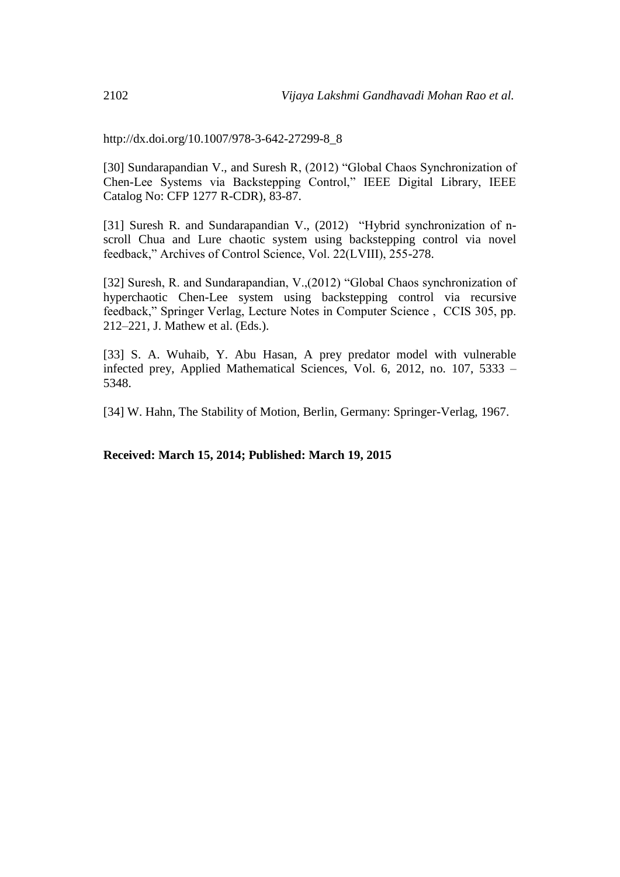http://dx.doi.org/10.1007/978-3-642-27299-8_8

[30] Sundarapandian V., and Suresh R, (2012) "Global Chaos Synchronization of Chen-Lee Systems via Backstepping Control," IEEE Digital Library, IEEE Catalog No: CFP 1277 R-CDR), 83-87.

[31] Suresh R. and Sundarapandian V., (2012) "Hybrid synchronization of n-scroll Chua and Lure chaotic system using backstepping control via novel feedback," Archives of Control Science, Vol. 22(LVIII), 255-278.

[32] Suresh, R. and Sundarapandian, V.,(2012) "Global Chaos synchronization of hyperchaotic Chen-Lee system using backstepping control via recursive feedback," Springer Verlag, Lecture Notes in Computer Science , CCIS 305, pp. 212–221, J. Mathew et al. (Eds.).

[33] S. A. Wuhaib, Y. Abu Hasan, A prey predator model with vulnerable infected prey, Applied Mathematical Sciences, Vol. 6, 2012, no. 107, 5333 – 5348.

[34] W. Hahn, The Stability of Motion, Berlin, Germany: Springer-Verlag, 1967.

**Received: March 15, 2014; Published: March 19, 2015**